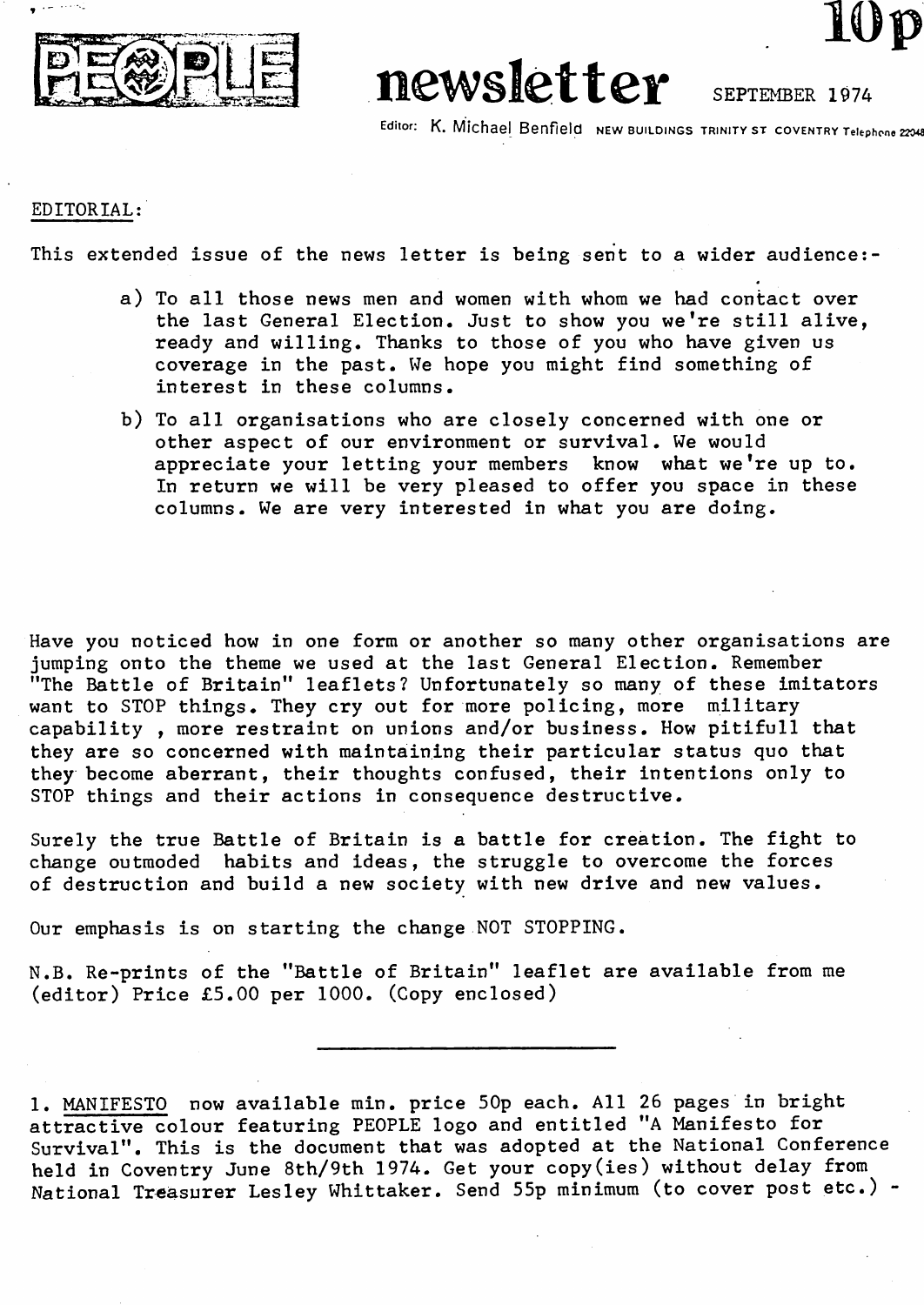# PEOPLE newsletter

**10p**

SEPTEMBER 1974

Editor: K. Michael Benfield NEW BUILDINGS TRINITY ST COVENTRY Telephone 22048

EDITORIAL:

This extended issue of the news letter is being sent to a wider audience:-

a) To all those news men and women with whom we had contact over the last General Election. Just to show you we're still alive, ready and willing. Thanks to those of you who have given us coverage in the past. We hope you might find something of interest in these columns.

b) To all organisations who are closely concerned with one or other aspect of our environment or survival. We would appreciate your letting your members know what we're up to. In return we will be very pleased to offer you space in these columns. We are very interested in what you are doing.

Have you noticed how in one form or another so many other organisations are jumping onto the theme we used at the last General Election. Remember "The Battle of Britain" leaflets? Unfortunately so many of these imitators want to STOP things. They cry out for more policing, more military capability , more restraint on unions and/or business. How pitifull that they are so concerned with maintaining their particular status quo that they become aberrant, their thoughts confused, their intentions only to STOP things and their actions in consequence destructive.

Surely the true Battle of Britain is a battle for creation. The fight to change outmoded habits and ideas, the struggle to overcome the forces of destruction and build a new society with new drive and new values.

Our emphasis is on starting the change NOT STOPPING.

N.B. Re-prints of the "Battle of Britain" leaflet are available from me (editor) Price £5.00 per 1000. (Copy enclosed)

---

1. MANIFESTO now available min. price 50p each. All 26 pages in bright attractive colour featuring PEOPLE logo and entitled "A Manifesto for Survival". This is the document that was adopted at the National Conference held in Coventry June 8th/9th 1974. Get your copy(ies) without delay from National Treasurer Lesley Whittaker. Send 55p minimum (to cover post etc.) -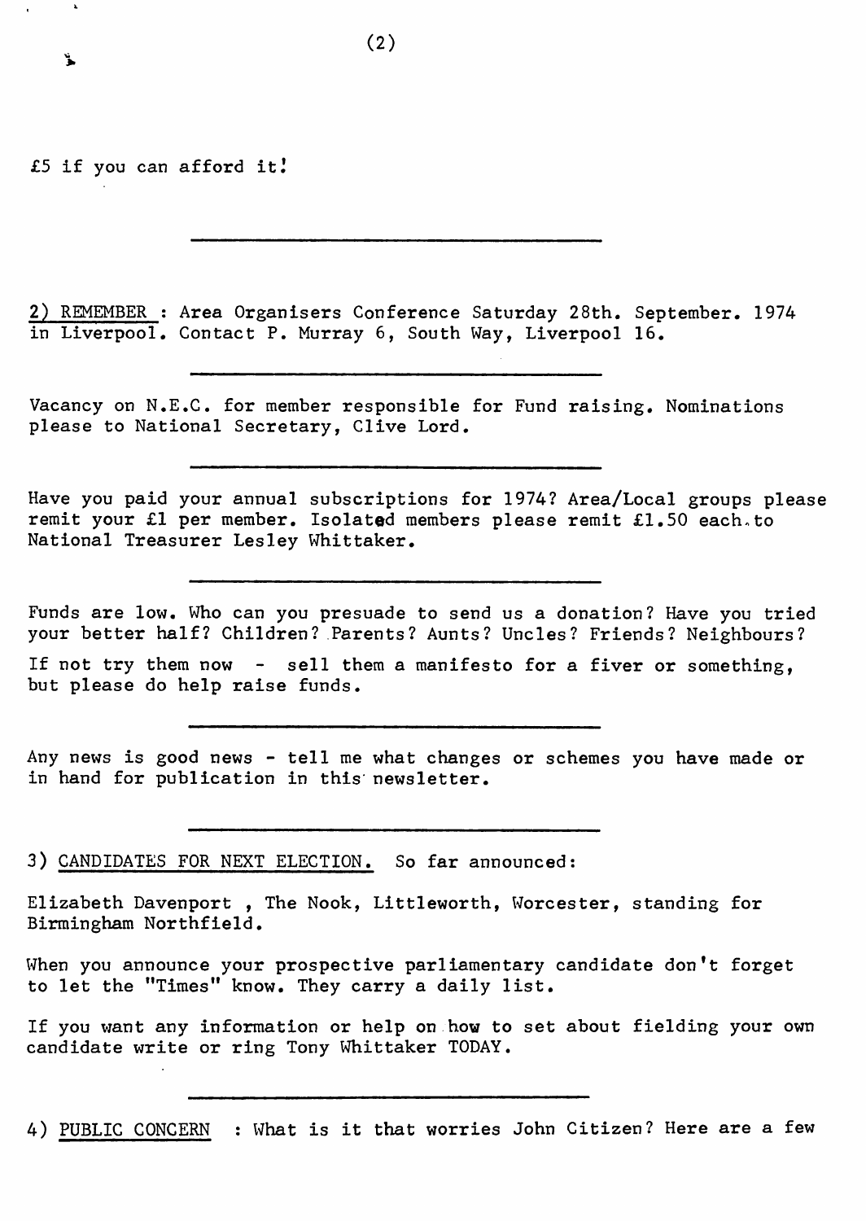£5 if you can afford it!

---

2) <u>REMEMBER</u> : Area Organisers Conference Saturday 28th. September. 1974 in Liverpool. Contact P. Murray 6, South Way, Liverpool 16.

---

Vacancy on N.E.C. for member responsible for Fund raising. Nominations please to National Secretary, Clive Lord.

---

Have you paid your annual subscriptions for 1974? Area/Local groups please remit your £1 per member. Isolated members please remit £1.50 each to National Treasurer Lesley Whittaker.

---

Funds are low. Who can you presuade to send us a donation? Have you tried your better half? Children? Parents? Aunts? Uncles? Friends? Neighbours?

If not try them now - sell them a manifesto for a fiver or something, but please do help raise funds.

---

Any news is good news - tell me what changes or schemes you have made or in hand for publication in this newsletter.

---

3) <u>CANDIDATES FOR NEXT ELECTION.</u> So far announced:

Elizabeth Davenport , The Nook, Littleworth, Worcester, standing for Birmingham Northfield.

When you announce your prospective parliamentary candidate don't forget to let the "Times" know. They carry a daily list.

If you want any information or help on how to set about fielding your own candidate write or ring Tony Whittaker TODAY.

---

4) <u>PUBLIC CONCERN</u> : What is it that worries John Citizen? Here are a few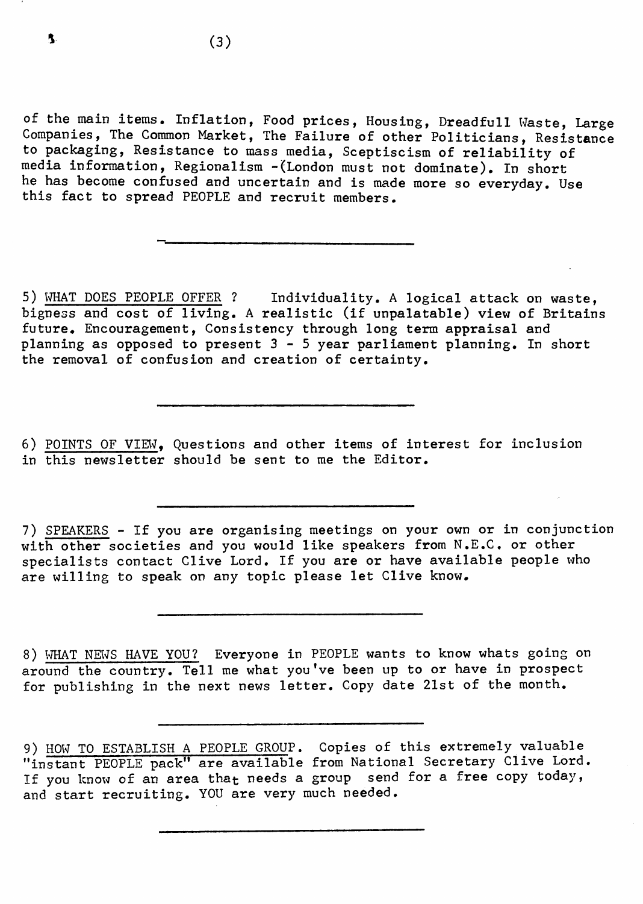of the main items. Inflation, Food prices, Housing, Dreadfull Waste, Large Companies, The Common Market, The Failure of other Politicians, Resistance to packaging, Resistance to mass media, Sceptiscism of reliability of media information, Regionalism -(London must not dominate). In short he has become confused and uncertain and is made more so everyday. Use this fact to spread PEOPLE and recruit members.

---

5) WHAT DOES PEOPLE OFFER ? Individuality. A logical attack on waste, bigness and cost of living. A realistic (if unpalatable) view of Britains future. Encouragement, Consistency through long term appraisal and planning as opposed to present 3 - 5 year parliament planning. In short the removal of confusion and creation of certainty.

---

6) POINTS OF VIEW, Questions and other items of interest for inclusion in this newsletter should be sent to me the Editor.

---

7) SPEAKERS - If you are organising meetings on your own or in conjunction with other societies and you would like speakers from N.E.C. or other specialists contact Clive Lord. If you are or have available people who are willing to speak on any topic please let Clive know.

---

8) WHAT NEWS HAVE YOU? Everyone in PEOPLE wants to know whats going on around the country. Tell me what you've been up to or have in prospect for publishing in the next news letter. Copy date 21st of the month.

---

9) HOW TO ESTABLISH A PEOPLE GROUP. Copies of this extremely valuable "instant PEOPLE pack" are available from National Secretary Clive Lord. If you know of an area that needs a group send for a free copy today, and start recruiting. YOU are very much needed.

---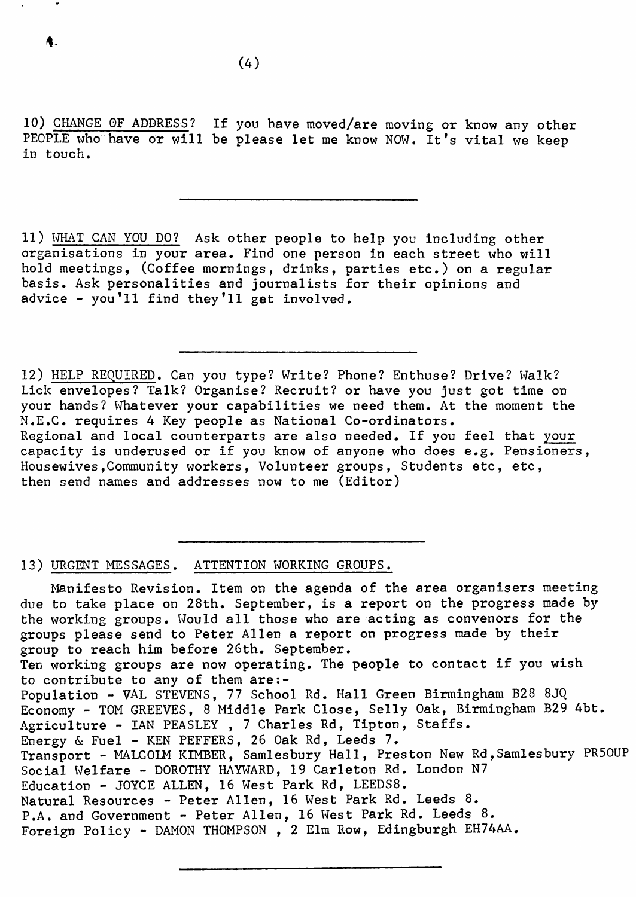10) <u>CHANGE OF ADDRESS</u>? If you have moved/are moving or know any other PEOPLE who have or will be please let me know NOW. It's vital we keep in touch.

---

11) <u>WHAT CAN YOU DO</u>? Ask other people to help you including other organisations in your area. Find one person in each street who will hold meetings, (Coffee mornings, drinks, parties etc.) on a regular basis. Ask personalities and journalists for their opinions and advice - you'll find they'll get involved.

---

12) <u>HELP REQUIRED</u>. Can you type? Write? Phone? Enthuse? Drive? Walk? Lick envelopes? Talk? Organise? Recruit? or have you just got time on your hands? Whatever your capabilities we need them. At the moment the N.E.C. requires 4 Key people as National Co-ordinators. Regional and local counterparts are also needed. If you feel that <u>your</u> capacity is underused or if you know of anyone who does e.g. Pensioners, Housewives, Community workers, Volunteer groups, Students etc, etc, then send names and addresses now to me (Editor)

---

13) <u>URGENT MESSAGES</u>. <u>ATTENTION WORKING GROUPS</u>.

Manifesto Revision. Item on the agenda of the area organisers meeting due to take place on 28th. September, is a report on the progress made by the working groups. Would all those who are acting as convenors for the groups please send to Peter Allen a report on progress made by their group to reach him before 26th. September.
Ten working groups are now operating. The people to contact if you wish to contribute to any of them are:-
Population - VAL STEVENS, 77 School Rd. Hall Green Birmingham B28 8JQ
Economy - TOM GREEVES, 8 Middle Park Close, Selly Oak, Birmingham B29 4bt.
Agriculture - IAN PEASLEY , 7 Charles Rd, Tipton, Staffs.
Energy & Fuel - KEN PEFFERS, 26 Oak Rd, Leeds 7.
Transport - MALCOLM KIMBER, Samlesbury Hall, Preston New Rd, Samlesbury PR5OUP
Social Welfare - DOROTHY HAYWARD, 19 Carleton Rd. London N7
Education - JOYCE ALLEN, 16 West Park Rd, LEEDS8.
Natural Resources - Peter Allen, 16 West Park Rd. Leeds 8.
P.A. and Government - Peter Allen, 16 West Park Rd. Leeds 8.
Foreign Policy - DAMON THOMPSON , 2 Elm Row, Edingburgh EH74AA.

---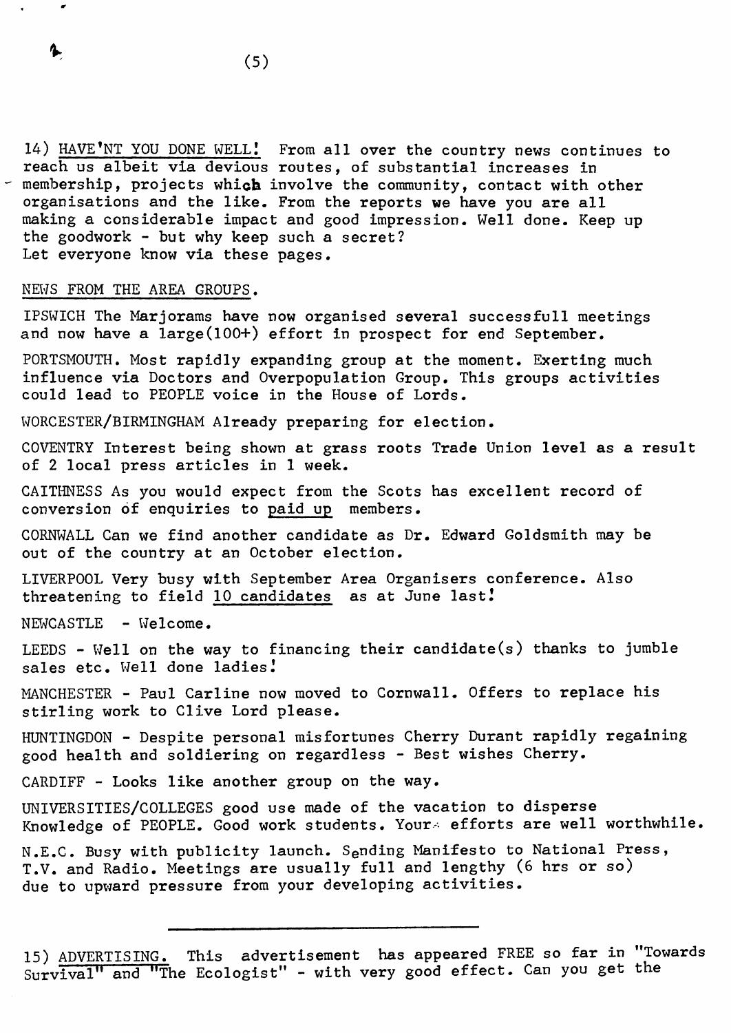14) <u>HAVE'NT YOU DONE WELL!</u> From all over the country news continues to reach us albeit via devious routes, of substantial increases in membership, projects which involve the community, contact with other organisations and the like. From the reports we have you are all making a considerable impact and good impression. Well done. Keep up the goodwork - but why keep such a secret? Let everyone know via these pages.

<u>NEWS FROM THE AREA GROUPS.</u>

IPSWICH The Marjorams have now organised several successfull meetings and now have a large(100+) effort in prospect for end September.

PORTSMOUTH. Most rapidly expanding group at the moment. Exerting much influence via Doctors and Overpopulation Group. This groups activities could lead to PEOPLE voice in the House of Lords.

WORCESTER/BIRMINGHAM Already preparing for election.

COVENTRY Interest being shown at grass roots Trade Union level as a result of 2 local press articles in 1 week.

CAITHNESS As you would expect from the Scots has excellent record of conversion of enquiries to <u>paid up</u> members.

CORNWALL Can we find another candidate as Dr. Edward Goldsmith may be out of the country at an October election.

LIVERPOOL Very busy with September Area Organisers conference. Also threatening to field <u>10 candidates</u> as at June last!

NEWCASTLE - Welcome.

LEEDS - Well on the way to financing their candidate(s) thanks to jumble sales etc. Well done ladies!

MANCHESTER - Paul Carline now moved to Cornwall. Offers to replace his stirling work to Clive Lord please.

HUNTINGDON - Despite personal misfortunes Cherry Durant rapidly regaining good health and soldiering on regardless - Best wishes Cherry.

CARDIFF - Looks like another group on the way.

UNIVERSITIES/COLLEGES good use made of the vacation to disperse Knowledge of PEOPLE. Good work students. Your efforts are well worthwhile.

N.E.C. Busy with publicity launch. Sending Manifesto to National Press, T.V. and Radio. Meetings are usually full and lengthy (6 hrs or so) due to upward pressure from your developing activities.

---

15) <u>ADVERTISING.</u> This advertisement has appeared FREE so far in "Towards Survival" and "The Ecologist" - with very good effect. Can you get the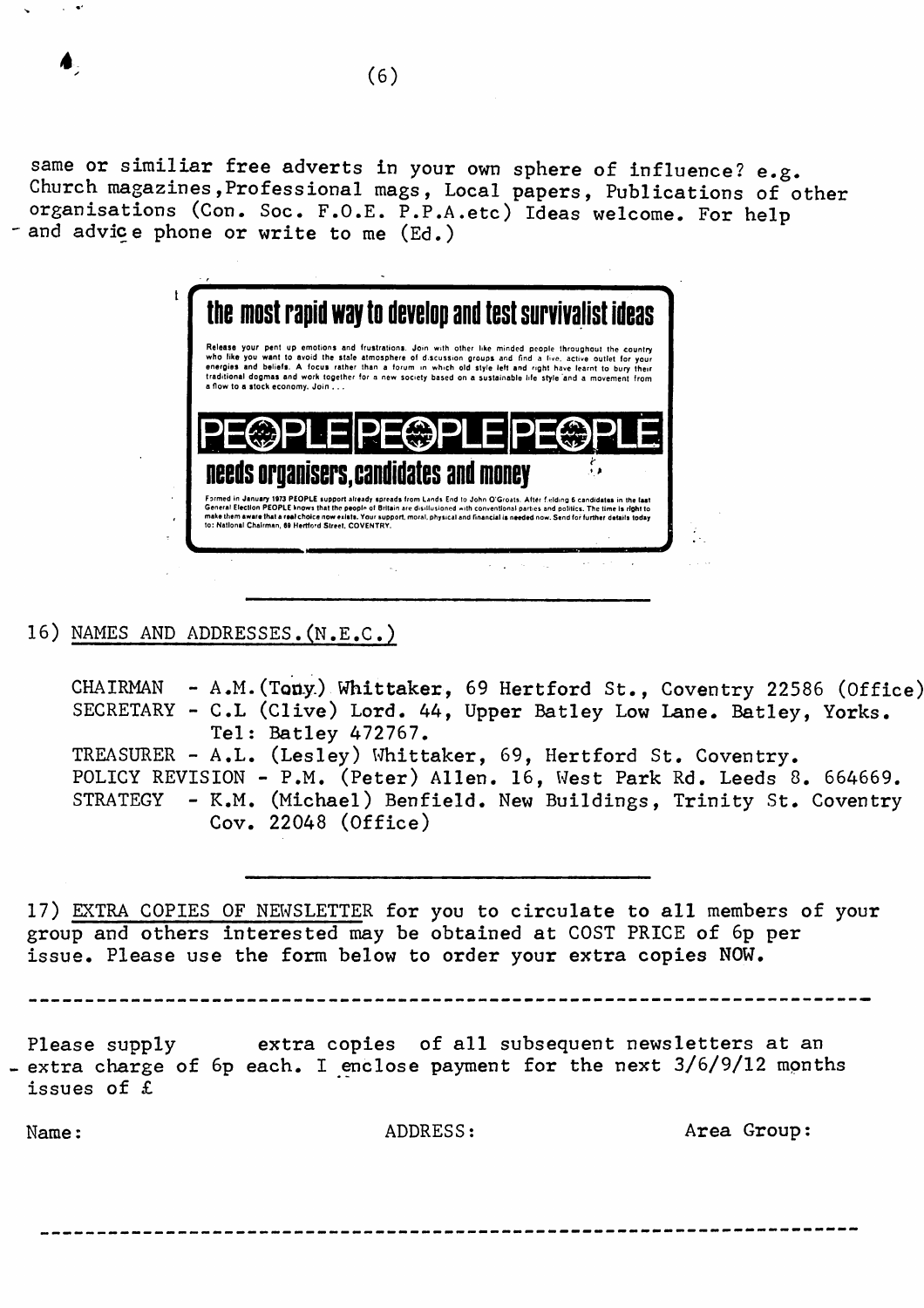same or similiar free adverts in your own sphere of influence? e.g. Church magazines, Professional mags, Local papers, Publications of other organisations (Con. Soc. F.O.E. P.P.A.etc) Ideas welcome. For help and advice phone or write to me (Ed.)

**the most rapid way to develop and test survivalist ideas**

Release your pent up emotions and frustrations. Join with other like minded people throughout the country who like you want to avoid the stale atmosphere of discussion groups and find a live, active outlet for your energies and beliefs. A focus rather than a forum in which old style left and right have learnt to bury their traditional dogmas and work together for a new society based on a sustainable life style and a movement from a flow to a stock economy. Join . . .

**PEOPLE PEOPLE PEOPLE**

**needs organisers, candidates and money**

Formed in January 1973 PEOPLE support already spreads from Lands End to John O'Groats. After fielding 6 candidates in the last General Election PEOPLE knows that the people of Britain are disillusioned with conventional parties and politics. The time is right to make them aware that a real choice now exists. Your support, moral, physical and financial is needed now. Send for further details today to: National Chairman, 69 Hertford Street, COVENTRY.

---

16) NAMES AND ADDRESSES.(N.E.C.)

CHAIRMAN - A.M.(Tony) Whittaker, 69 Hertford St., Coventry 22586 (Office)
SECRETARY - C.L (Clive) Lord. 44, Upper Batley Low Lane. Batley, Yorks. Tel: Batley 472767.
TREASURER - A.L. (Lesley) Whittaker, 69, Hertford St. Coventry.
POLICY REVISION - P.M. (Peter) Allen. 16, West Park Rd. Leeds 8. 664669.
STRATEGY - K.M. (Michael) Benfield. New Buildings, Trinity St. Coventry Cov. 22048 (Office)

---

17) EXTRA COPIES OF NEWSLETTER for you to circulate to all members of your group and others interested may be obtained at COST PRICE of 6p per issue. Please use the form below to order your extra copies NOW.

---

Please supply        extra copies of all subsequent newsletters at an extra charge of 6p each. I enclose payment for the next 3/6/9/12 months issues of £

Name:                    ADDRESS:                    Area Group:

---